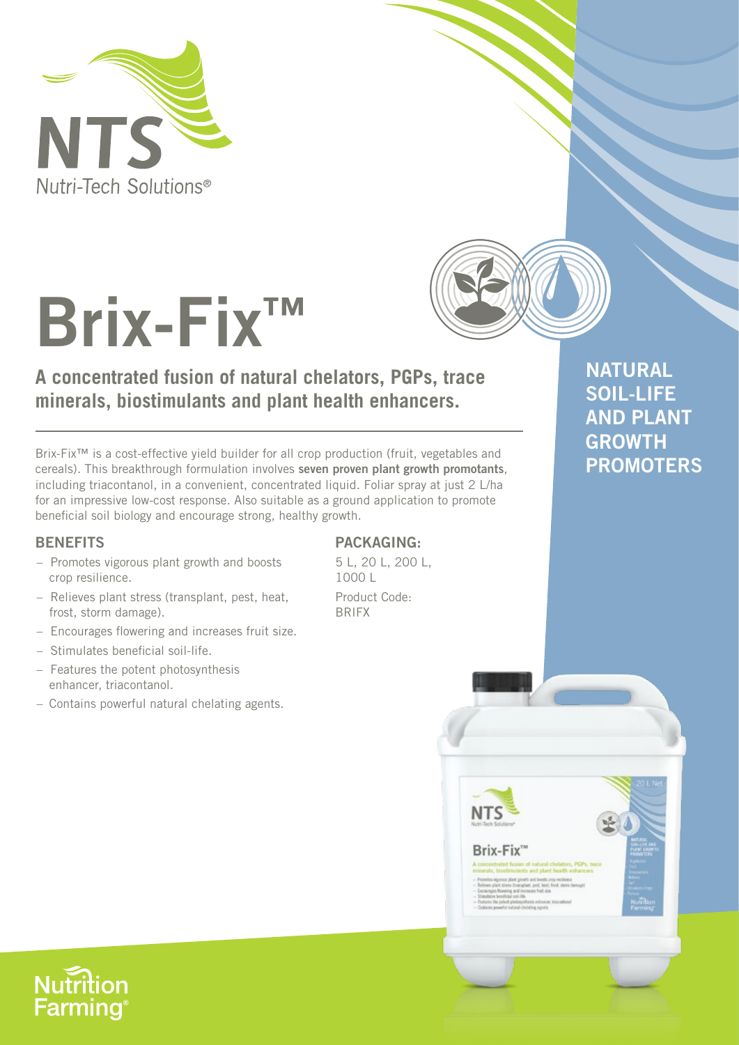NTS
Nutri-Tech Solutions®

# Brix-Fix™

## A concentrated fusion of natural chelators, PGPs, trace minerals, biostimulants and plant health enhancers.

**NATURAL SOIL-LIFE AND PLANT GROWTH PROMOTERS**

Brix-Fix™ is a cost-effective yield builder for all crop production (fruit, vegetables and cereals). This breakthrough formulation involves **seven proven plant growth promotants**, including triacontanol, in a convenient, concentrated liquid. Foliar spray at just 2 L/ha for an impressive low-cost response. Also suitable as a ground application to promote beneficial soil biology and encourage strong, healthy growth.

### BENEFITS

- Promotes vigorous plant growth and boosts crop resilience.
- Relieves plant stress (transplant, pest, heat, frost, storm damage).
- Encourages flowering and increases fruit size.
- Stimulates beneficial soil-life.
- Features the potent photosynthesis enhancer, triacontanol.
- Contains powerful natural chelating agents.

### PACKAGING:

5 L, 20 L, 200 L, 1000 L

Product Code: BRIFX

Nutrition Farming®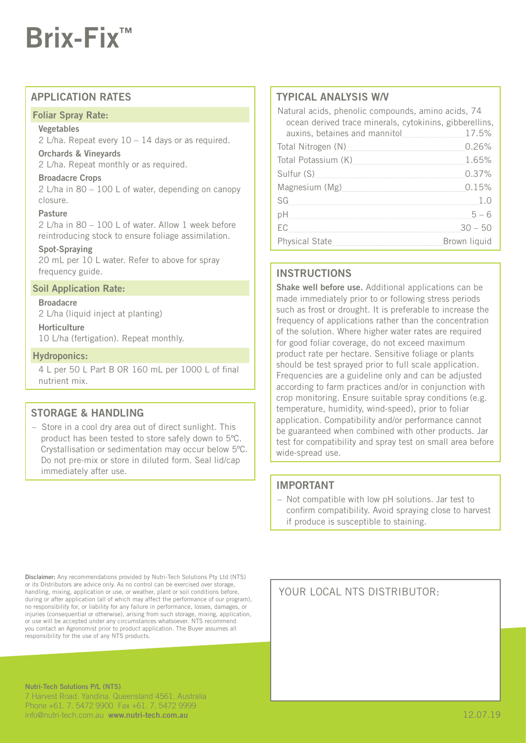# Brix-Fix™

## APPLICATION RATES

### Foliar Spray Rate:

**Vegetables**
2 L/ha. Repeat every 10 – 14 days or as required.

**Orchards & Vineyards**
2 L/ha. Repeat monthly or as required.

**Broadacre Crops**
2 L/ha in 80 – 100 L of water, depending on canopy closure.

**Pasture**
2 L/ha in 80 – 100 L of water. Allow 1 week before reintroducing stock to ensure foliage assimilation.

**Spot-Spraying**
20 mL per 10 L water. Refer to above for spray frequency guide.

### Soil Application Rate:

**Broadacre**
2 L/ha (liquid inject at planting)

**Horticulture**
10 L/ha (fertigation). Repeat monthly.

### Hydroponics:

4 L per 50 L Part B OR 160 mL per 1000 L of final nutrient mix.

## STORAGE & HANDLING

- Store in a cool dry area out of direct sunlight. This product has been tested to store safely down to 5ºC. Crystallisation or sedimentation may occur below 5ºC. Do not pre-mix or store in diluted form. Seal lid/cap immediately after use.

## TYPICAL ANALYSIS W/V

| | |
|---|---|
| Natural acids, phenolic compounds, amino acids, 74 ocean derived trace minerals, cytokinins, gibberellins, auxins, betaines and mannitol | 17.5% |
| Total Nitrogen (N) | 0.26% |
| Total Potassium (K) | 1.65% |
| Sulfur (S) | 0.37% |
| Magnesium (Mg) | 0.15% |
| SG | 1.0 |
| pH | 5 – 6 |
| EC | 30 – 50 |
| Physical State | Brown liquid |

## INSTRUCTIONS

**Shake well before use.** Additional applications can be made immediately prior to or following stress periods such as frost or drought. It is preferable to increase the frequency of applications rather than the concentration of the solution. Where higher water rates are required for good foliar coverage, do not exceed maximum product rate per hectare. Sensitive foliage or plants should be test sprayed prior to full scale application. Frequencies are a guideline only and can be adjusted according to farm practices and/or in conjunction with crop monitoring. Ensure suitable spray conditions (e.g. temperature, humidity, wind-speed), prior to foliar application. Compatibility and/or performance cannot be guaranteed when combined with other products. Jar test for compatibility and spray test on small area before wide-spread use.

## IMPORTANT

- Not compatible with low pH solutions. Jar test to confirm compatibility. Avoid spraying close to harvest if produce is susceptible to staining.

**Disclaimer:** Any recommendations provided by Nutri-Tech Solutions Pty Ltd (NTS) or its Distributors are advice only. As no control can be exercised over storage, handling, mixing, application or use, or weather, plant or soil conditions before, during or after application (all of which may affect the performance of our program), no responsibility for, or liability for any failure in performance, losses, damages, or injuries (consequential or otherwise), arising from such storage, mixing, application, or use will be accepted under any circumstances whatsoever. NTS recommend you contact an Agronomist prior to product application. The Buyer assumes all responsibility for the use of any NTS products.

YOUR LOCAL NTS DISTRIBUTOR:

**Nutri-Tech Solutions P/L (NTS)**
7 Harvest Road. Yandina. Queensland 4561. Australia
Phone +61. 7. 5472 9900 Fax +61. 7. 5472 9999
info@nutri-tech.com.au **www.nutri-tech.com.au**

12.07.19